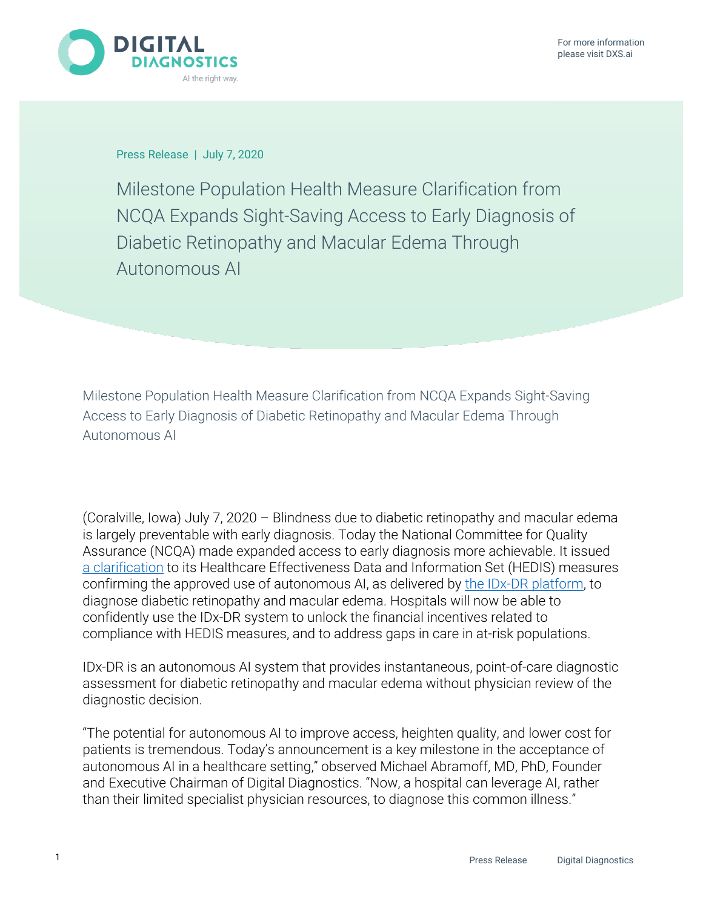DIGITAL DIAGNOSTICS

AI the right way.

For more information please visit DXS.ai

Press Release | July 7, 2020

# Milestone Population Health Measure Clarification from NCQA Expands Sight-Saving Access to Early Diagnosis of Diabetic Retinopathy and Macular Edema Through Autonomous AI

Milestone Population Health Measure Clarification from NCQA Expands Sight-Saving Access to Early Diagnosis of Diabetic Retinopathy and Macular Edema Through Autonomous AI

(Coralville, Iowa) July 7, 2020 – Blindness due to diabetic retinopathy and macular edema is largely preventable with early diagnosis. Today the National Committee for Quality Assurance (NCQA) made expanded access to early diagnosis more achievable. It issued a clarification to its Healthcare Effectiveness Data and Information Set (HEDIS) measures confirming the approved use of autonomous AI, as delivered by the IDx-DR platform, to diagnose diabetic retinopathy and macular edema. Hospitals will now be able to confidently use the IDx-DR system to unlock the financial incentives related to compliance with HEDIS measures, and to address gaps in care in at-risk populations.

IDx-DR is an autonomous AI system that provides instantaneous, point-of-care diagnostic assessment for diabetic retinopathy and macular edema without physician review of the diagnostic decision.

"The potential for autonomous AI to improve access, heighten quality, and lower cost for patients is tremendous. Today's announcement is a key milestone in the acceptance of autonomous AI in a healthcare setting," observed Michael Abramoff, MD, PhD, Founder and Executive Chairman of Digital Diagnostics. "Now, a hospital can leverage AI, rather than their limited specialist physician resources, to diagnose this common illness."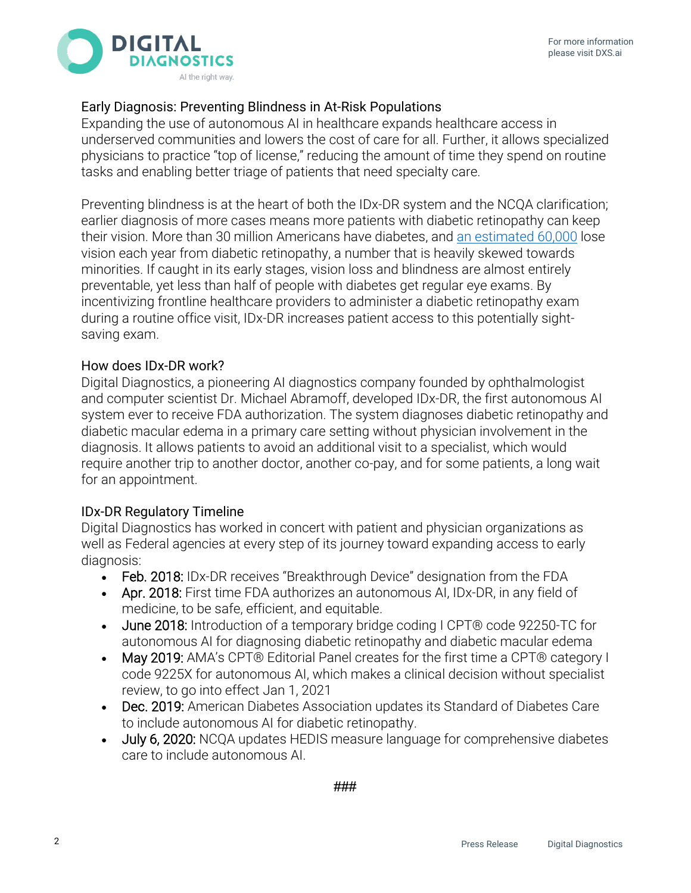## Early Diagnosis: Preventing Blindness in At-Risk Populations

Expanding the use of autonomous AI in healthcare expands healthcare access in underserved communities and lowers the cost of care for all. Further, it allows specialized physicians to practice "top of license," reducing the amount of time they spend on routine tasks and enabling better triage of patients that need specialty care.

Preventing blindness is at the heart of both the IDx-DR system and the NCQA clarification; earlier diagnosis of more cases means more patients with diabetic retinopathy can keep their vision. More than 30 million Americans have diabetes, and an estimated 60,000 lose vision each year from diabetic retinopathy, a number that is heavily skewed towards minorities. If caught in its early stages, vision loss and blindness are almost entirely preventable, yet less than half of people with diabetes get regular eye exams. By incentivizing frontline healthcare providers to administer a diabetic retinopathy exam during a routine office visit, IDx-DR increases patient access to this potentially sight-saving exam.

## How does IDx-DR work?

Digital Diagnostics, a pioneering AI diagnostics company founded by ophthalmologist and computer scientist Dr. Michael Abramoff, developed IDx-DR, the first autonomous AI system ever to receive FDA authorization. The system diagnoses diabetic retinopathy and diabetic macular edema in a primary care setting without physician involvement in the diagnosis. It allows patients to avoid an additional visit to a specialist, which would require another trip to another doctor, another co-pay, and for some patients, a long wait for an appointment.

## IDx-DR Regulatory Timeline

Digital Diagnostics has worked in concert with patient and physician organizations as well as Federal agencies at every step of its journey toward expanding access to early diagnosis:

- Feb. 2018: IDx-DR receives "Breakthrough Device" designation from the FDA
- Apr. 2018: First time FDA authorizes an autonomous AI, IDx-DR, in any field of medicine, to be safe, efficient, and equitable.
- June 2018: Introduction of a temporary bridge coding I CPT® code 92250-TC for autonomous AI for diagnosing diabetic retinopathy and diabetic macular edema
- May 2019: AMA's CPT® Editorial Panel creates for the first time a CPT® category I code 9225X for autonomous AI, which makes a clinical decision without specialist review, to go into effect Jan 1, 2021
- Dec. 2019: American Diabetes Association updates its Standard of Diabetes Care to include autonomous AI for diabetic retinopathy.
- July 6, 2020: NCQA updates HEDIS measure language for comprehensive diabetes care to include autonomous AI.

###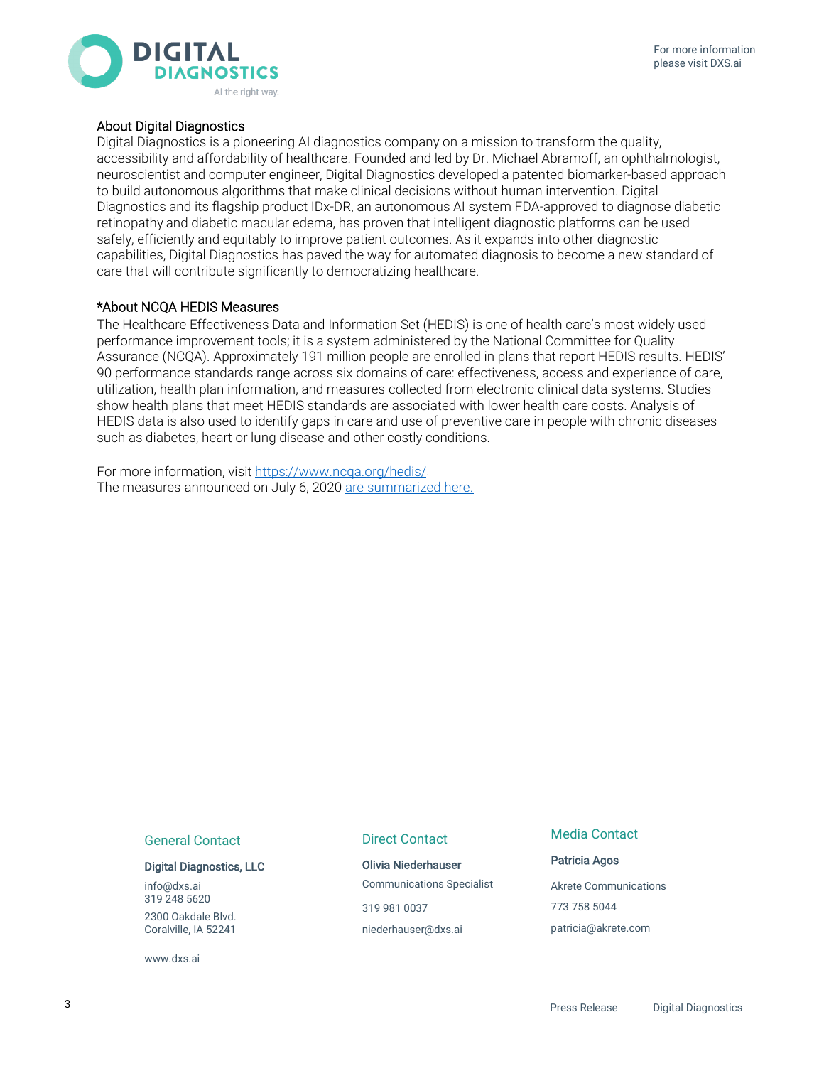## About Digital Diagnostics

Digital Diagnostics is a pioneering AI diagnostics company on a mission to transform the quality, accessibility and affordability of healthcare. Founded and led by Dr. Michael Abramoff, an ophthalmologist, neuroscientist and computer engineer, Digital Diagnostics developed a patented biomarker-based approach to build autonomous algorithms that make clinical decisions without human intervention. Digital Diagnostics and its flagship product IDx-DR, an autonomous AI system FDA-approved to diagnose diabetic retinopathy and diabetic macular edema, has proven that intelligent diagnostic platforms can be used safely, efficiently and equitably to improve patient outcomes. As it expands into other diagnostic capabilities, Digital Diagnostics has paved the way for automated diagnosis to become a new standard of care that will contribute significantly to democratizing healthcare.

## *About NCQA HEDIS Measures

The Healthcare Effectiveness Data and Information Set (HEDIS) is one of health care's most widely used performance improvement tools; it is a system administered by the National Committee for Quality Assurance (NCQA). Approximately 191 million people are enrolled in plans that report HEDIS results. HEDIS' 90 performance standards range across six domains of care: effectiveness, access and experience of care, utilization, health plan information, and measures collected from electronic clinical data systems. Studies show health plans that meet HEDIS standards are associated with lower health care costs. Analysis of HEDIS data is also used to identify gaps in care and use of preventive care in people with chronic diseases such as diabetes, heart or lung disease and other costly conditions.

For more information, visit [https://www.ncqa.org/hedis/](https://www.ncqa.org/hedis/).
The measures announced on July 6, 2020 are summarized here.

### General Contact

**Digital Diagnostics, LLC**

info@dxs.ai
319 248 5620

2300 Oakdale Blvd.
Coralville, IA 52241

www.dxs.ai

### Direct Contact

**Olivia Niederhauser**

Communications Specialist

319 981 0037

niederhauser@dxs.ai

### Media Contact

**Patricia Agos**

Akrete Communications

773 758 5044

patricia@akrete.com